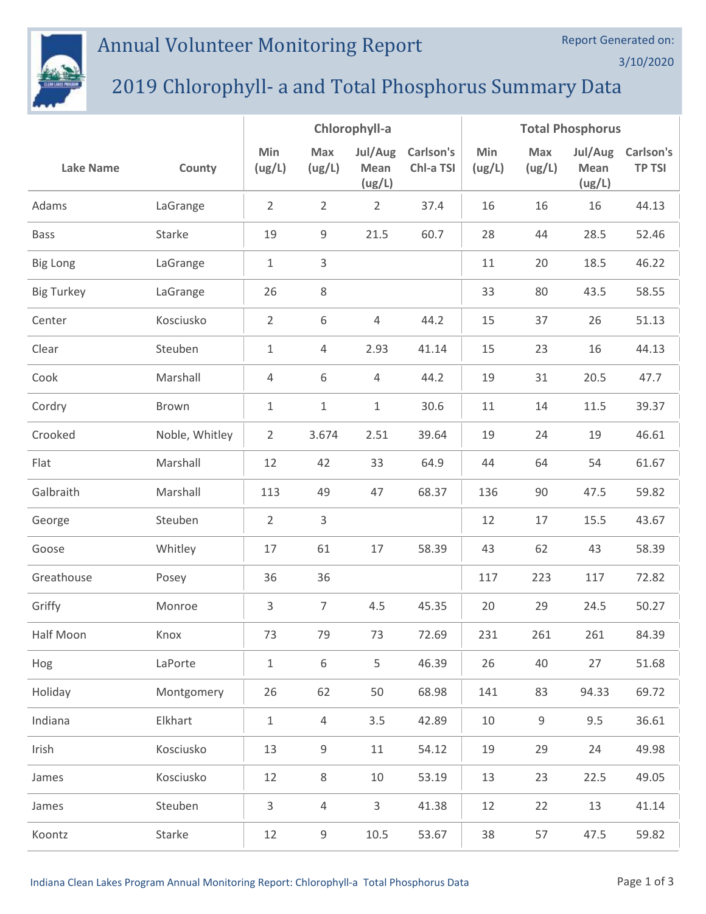# Annual Volunteer Monitoring Report

Report Generated on: 3/10/2020

## 2019 Chlorophyll- a and Total Phosphorus Summary Data

| Lake Name | County | Chlorophyll-a | | | | Total Phosphorus | | | |
|---|---|---|---|---|---|---|---|---|---|
| | | Min (ug/L) | Max (ug/L) | Jul/Aug Mean (ug/L) | Carlson's Chl-a TSI | Min (ug/L) | Max (ug/L) | Jul/Aug Mean (ug/L) | Carlson's TP TSI |
| Adams | LaGrange | 2 | 2 | 2 | 37.4 | 16 | 16 | 16 | 44.13 |
| Bass | Starke | 19 | 9 | 21.5 | 60.7 | 28 | 44 | 28.5 | 52.46 |
| Big Long | LaGrange | 1 | 3 | | | 11 | 20 | 18.5 | 46.22 |
| Big Turkey | LaGrange | 26 | 8 | | | 33 | 80 | 43.5 | 58.55 |
| Center | Kosciusko | 2 | 6 | 4 | 44.2 | 15 | 37 | 26 | 51.13 |
| Clear | Steuben | 1 | 4 | 2.93 | 41.14 | 15 | 23 | 16 | 44.13 |
| Cook | Marshall | 4 | 6 | 4 | 44.2 | 19 | 31 | 20.5 | 47.7 |
| Cordry | Brown | 1 | 1 | 1 | 30.6 | 11 | 14 | 11.5 | 39.37 |
| Crooked | Noble, Whitley | 2 | 3.674 | 2.51 | 39.64 | 19 | 24 | 19 | 46.61 |
| Flat | Marshall | 12 | 42 | 33 | 64.9 | 44 | 64 | 54 | 61.67 |
| Galbraith | Marshall | 113 | 49 | 47 | 68.37 | 136 | 90 | 47.5 | 59.82 |
| George | Steuben | 2 | 3 | | | 12 | 17 | 15.5 | 43.67 |
| Goose | Whitley | 17 | 61 | 17 | 58.39 | 43 | 62 | 43 | 58.39 |
| Greathouse | Posey | 36 | 36 | | | 117 | 223 | 117 | 72.82 |
| Griffy | Monroe | 3 | 7 | 4.5 | 45.35 | 20 | 29 | 24.5 | 50.27 |
| Half Moon | Knox | 73 | 79 | 73 | 72.69 | 231 | 261 | 261 | 84.39 |
| Hog | LaPorte | 1 | 6 | 5 | 46.39 | 26 | 40 | 27 | 51.68 |
| Holiday | Montgomery | 26 | 62 | 50 | 68.98 | 141 | 83 | 94.33 | 69.72 |
| Indiana | Elkhart | 1 | 4 | 3.5 | 42.89 | 10 | 9 | 9.5 | 36.61 |
| Irish | Kosciusko | 13 | 9 | 11 | 54.12 | 19 | 29 | 24 | 49.98 |
| James | Kosciusko | 12 | 8 | 10 | 53.19 | 13 | 23 | 22.5 | 49.05 |
| James | Steuben | 3 | 4 | 3 | 41.38 | 12 | 22 | 13 | 41.14 |
| Koontz | Starke | 12 | 9 | 10.5 | 53.67 | 38 | 57 | 47.5 | 59.82 |

Indiana Clean Lakes Program Annual Monitoring Report: Chlorophyll-a Total Phosphorus Data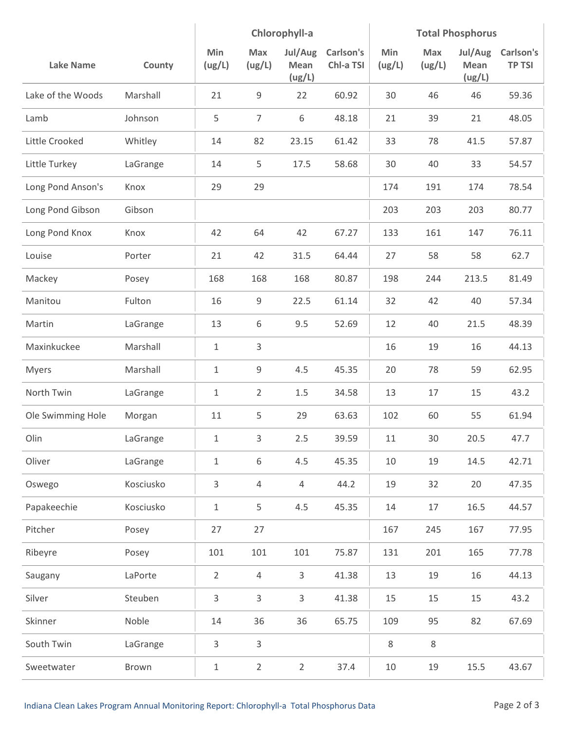| Lake Name | County | Chlorophyll-a | | | | Total Phosphorus | | | |
|---|---|---|---|---|---|---|---|---|---|
| | | Min (ug/L) | Max (ug/L) | Jul/Aug Mean (ug/L) | Carlson's Chl-a TSI | Min (ug/L) | Max (ug/L) | Jul/Aug Mean (ug/L) | Carlson's TP TSI |
| Lake of the Woods | Marshall | 21 | 9 | 22 | 60.92 | 30 | 46 | 46 | 59.36 |
| Lamb | Johnson | 5 | 7 | 6 | 48.18 | 21 | 39 | 21 | 48.05 |
| Little Crooked | Whitley | 14 | 82 | 23.15 | 61.42 | 33 | 78 | 41.5 | 57.87 |
| Little Turkey | LaGrange | 14 | 5 | 17.5 | 58.68 | 30 | 40 | 33 | 54.57 |
| Long Pond Anson's | Knox | 29 | 29 | | | 174 | 191 | 174 | 78.54 |
| Long Pond Gibson | Gibson | | | | | 203 | 203 | 203 | 80.77 |
| Long Pond Knox | Knox | 42 | 64 | 42 | 67.27 | 133 | 161 | 147 | 76.11 |
| Louise | Porter | 21 | 42 | 31.5 | 64.44 | 27 | 58 | 58 | 62.7 |
| Mackey | Posey | 168 | 168 | 168 | 80.87 | 198 | 244 | 213.5 | 81.49 |
| Manitou | Fulton | 16 | 9 | 22.5 | 61.14 | 32 | 42 | 40 | 57.34 |
| Martin | LaGrange | 13 | 6 | 9.5 | 52.69 | 12 | 40 | 21.5 | 48.39 |
| Maxinkuckee | Marshall | 1 | 3 | | | 16 | 19 | 16 | 44.13 |
| Myers | Marshall | 1 | 9 | 4.5 | 45.35 | 20 | 78 | 59 | 62.95 |
| North Twin | LaGrange | 1 | 2 | 1.5 | 34.58 | 13 | 17 | 15 | 43.2 |
| Ole Swimming Hole | Morgan | 11 | 5 | 29 | 63.63 | 102 | 60 | 55 | 61.94 |
| Olin | LaGrange | 1 | 3 | 2.5 | 39.59 | 11 | 30 | 20.5 | 47.7 |
| Oliver | LaGrange | 1 | 6 | 4.5 | 45.35 | 10 | 19 | 14.5 | 42.71 |
| Oswego | Kosciusko | 3 | 4 | 4 | 44.2 | 19 | 32 | 20 | 47.35 |
| Papakeechie | Kosciusko | 1 | 5 | 4.5 | 45.35 | 14 | 17 | 16.5 | 44.57 |
| Pitcher | Posey | 27 | 27 | | | 167 | 245 | 167 | 77.95 |
| Ribeyre | Posey | 101 | 101 | 101 | 75.87 | 131 | 201 | 165 | 77.78 |
| Saugany | LaPorte | 2 | 4 | 3 | 41.38 | 13 | 19 | 16 | 44.13 |
| Silver | Steuben | 3 | 3 | 3 | 41.38 | 15 | 15 | 15 | 43.2 |
| Skinner | Noble | 14 | 36 | 36 | 65.75 | 109 | 95 | 82 | 67.69 |
| South Twin | LaGrange | 3 | 3 | | | 8 | 8 | | |
| Sweetwater | Brown | 1 | 2 | 2 | 37.4 | 10 | 19 | 15.5 | 43.67 |

Indiana Clean Lakes Program Annual Monitoring Report: Chlorophyll-a Total Phosphorus Data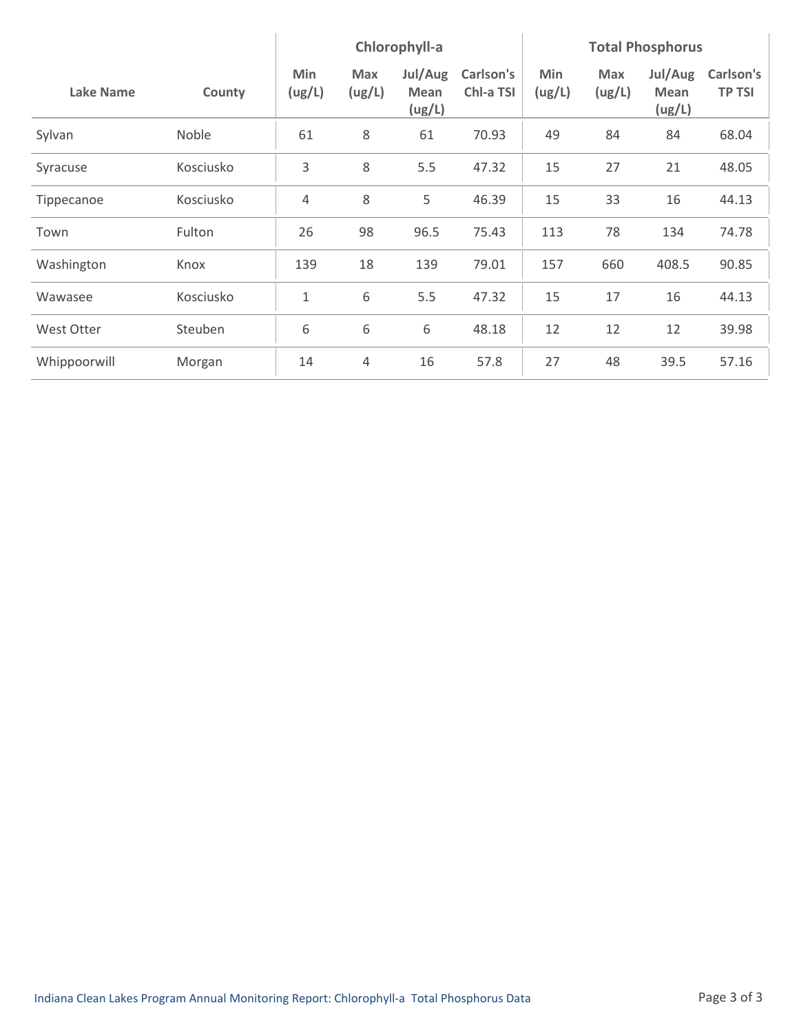| Lake Name | County | Chlorophyll-a | | | | Total Phosphorus | | | |
|---|---|---|---|---|---|---|---|---|---|
| | | Min (ug/L) | Max (ug/L) | Jul/Aug Mean (ug/L) | Carlson's Chl-a TSI | Min (ug/L) | Max (ug/L) | Jul/Aug Mean (ug/L) | Carlson's TP TSI |
| Sylvan | Noble | 61 | 8 | 61 | 70.93 | 49 | 84 | 84 | 68.04 |
| Syracuse | Kosciusko | 3 | 8 | 5.5 | 47.32 | 15 | 27 | 21 | 48.05 |
| Tippecanoe | Kosciusko | 4 | 8 | 5 | 46.39 | 15 | 33 | 16 | 44.13 |
| Town | Fulton | 26 | 98 | 96.5 | 75.43 | 113 | 78 | 134 | 74.78 |
| Washington | Knox | 139 | 18 | 139 | 79.01 | 157 | 660 | 408.5 | 90.85 |
| Wawasee | Kosciusko | 1 | 6 | 5.5 | 47.32 | 15 | 17 | 16 | 44.13 |
| West Otter | Steuben | 6 | 6 | 6 | 48.18 | 12 | 12 | 12 | 39.98 |
| Whippoorwill | Morgan | 14 | 4 | 16 | 57.8 | 27 | 48 | 39.5 | 57.16 |